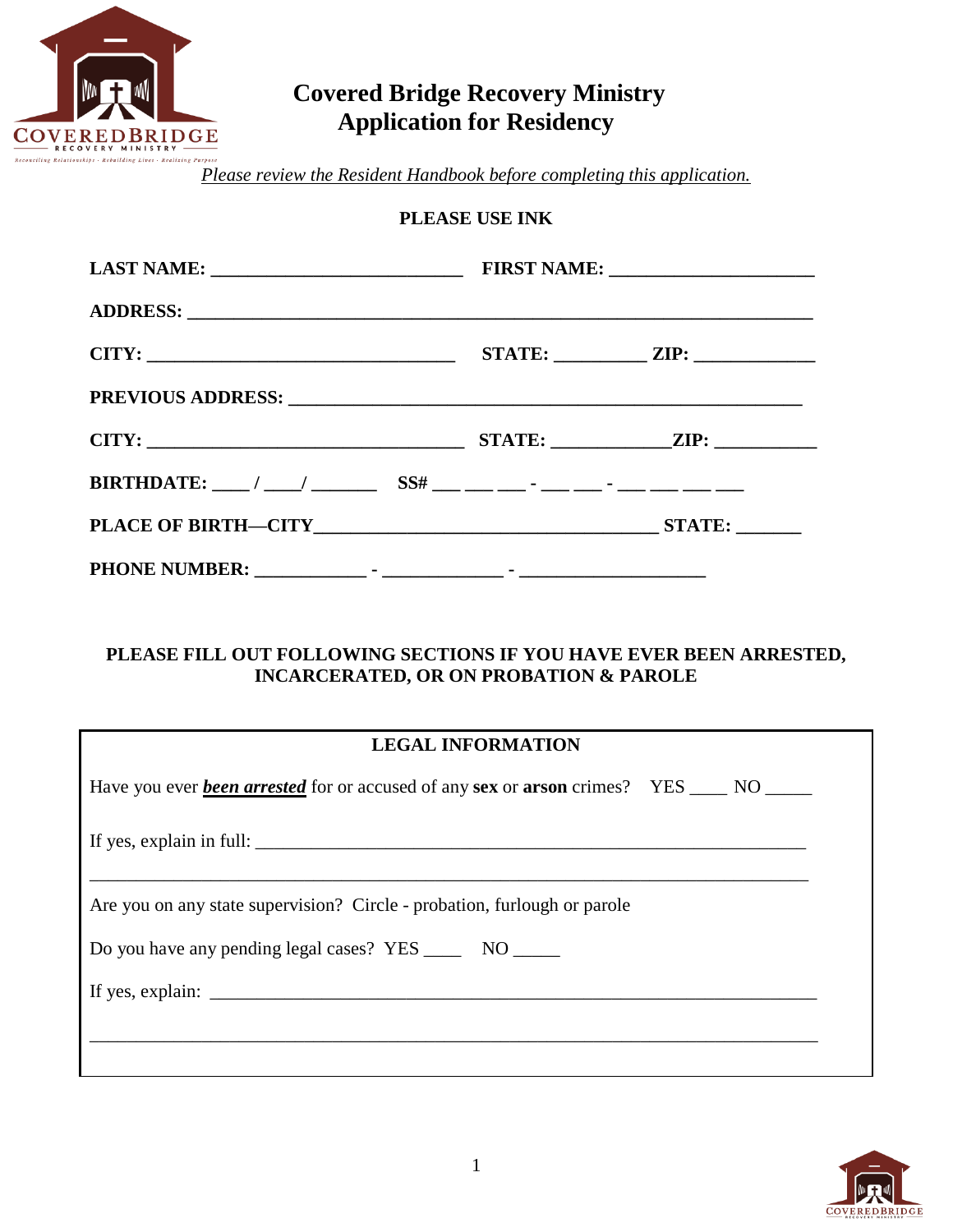# Covered Bridge Recovery Ministry
# Application for Residency

*Please review the Resident Handbook before completing this application.*

**PLEASE USE INK**

**LAST NAME:** ___________________________ **FIRST NAME:** ______________________

**ADDRESS:** ____________________________________________________________________

**CITY:** ________________________________ **STATE:** _________ **ZIP:** _____________

**PREVIOUS ADDRESS:** _______________________________________________________

**CITY:** _________________________________ **STATE:** ____________**ZIP:** ___________

**BIRTHDATE:** ____ / ____/ _______ **SS#** ___ ___ ___ - ___ ___ - ___ ___ ___ ___

**PLACE OF BIRTH—CITY**_____________________________________ **STATE:** _______

**PHONE NUMBER:** ____________ - _____________ - ____________________

**PLEASE FILL OUT FOLLOWING SECTIONS IF YOU HAVE EVER BEEN ARRESTED, INCARCERATED, OR ON PROBATION & PAROLE**

## LEGAL INFORMATION

Have you ever ***been arrested*** for or accused of any **sex** or **arson** crimes? YES ____ NO _____

If yes, explain in full: ____________________________________________________________

______________________________________________________________________________

Are you on any state supervision? Circle - probation, furlough or parole

Do you have any pending legal cases? YES ____ NO _____

If yes, explain: _______________________________________________________________

______________________________________________________________________________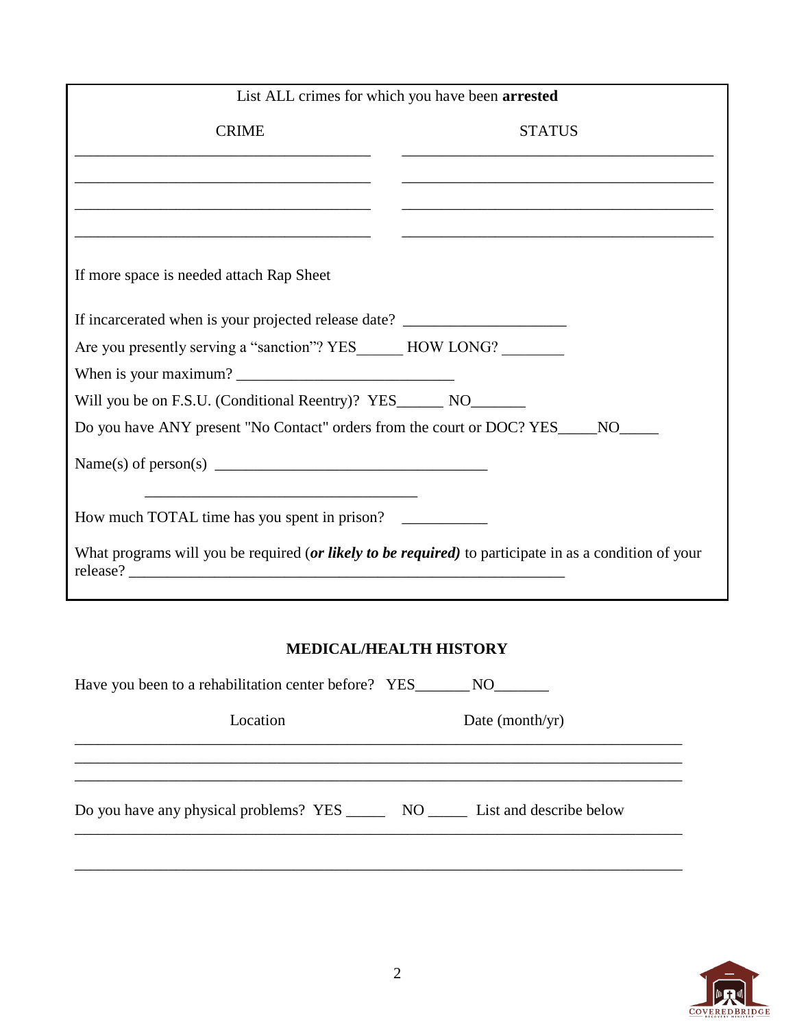List ALL crimes for which you have been **arrested**

| CRIME | STATUS |
|---|---|
| ______________________________ | ______________________________ |
| ______________________________ | ______________________________ |
| ______________________________ | ______________________________ |
| ______________________________ | ______________________________ |

If more space is needed attach Rap Sheet

If incarcerated when is your projected release date? ____________________

Are you presently serving a "sanction"? YES______ HOW LONG? ________

When is your maximum? ___________________________

Will you be on F.S.U. (Conditional Reentry)? YES______ NO_______

Do you have ANY present "No Contact" orders from the court or DOC? YES_____NO_____

Name(s) of person(s) __________________________________

__________________________________

How much TOTAL time has you spent in prison? ___________

What programs will you be required (***or likely to be required)*** to participate in as a condition of your release? ____________________________________________________________

## MEDICAL/HEALTH HISTORY

Have you been to a rehabilitation center before? YES_______ NO_______

| Location | Date (month/yr) |
|---|---|
| | |
| | |
| | |

Do you have any physical problems? YES _____ NO _____ List and describe below

______________________________________________________________________________

______________________________________________________________________________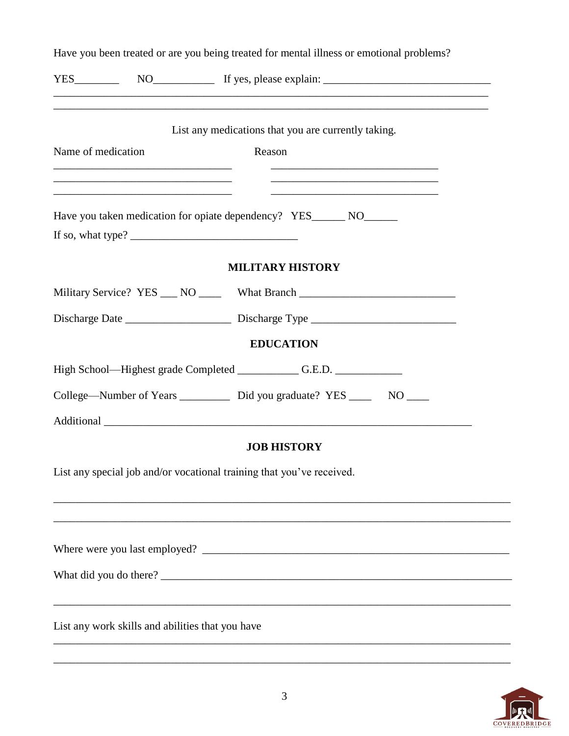Have you been treated or are you being treated for mental illness or emotional problems?

YES________ NO___________ If yes, please explain: ______________________________

_________________________________________________________________________________

_________________________________________________________________________________

List any medications that you are currently taking.

| Name of medication | Reason |
| --- | --- |
| ______________________________ | ______________________________ |
| ______________________________ | ______________________________ |
| ______________________________ | ______________________________ |

Have you taken medication for opiate dependency? YES______ NO______

If so, what type? _____________________________

## MILITARY HISTORY

Military Service? YES ___ NO ____ What Branch ___________________________

Discharge Date __________________ Discharge Type _________________________

## EDUCATION

High School—Highest grade Completed ___________ G.E.D. ____________

College—Number of Years _________ Did you graduate? YES ____ NO ____

Additional ______________________________________________________________

## JOB HISTORY

List any special job and/or vocational training that you've received.

_________________________________________________________________________________

_________________________________________________________________________________

Where were you last employed? ___________________________________________________

What did you do there? __________________________________________________________

_________________________________________________________________________________

List any work skills and abilities that you have

_________________________________________________________________________________

_________________________________________________________________________________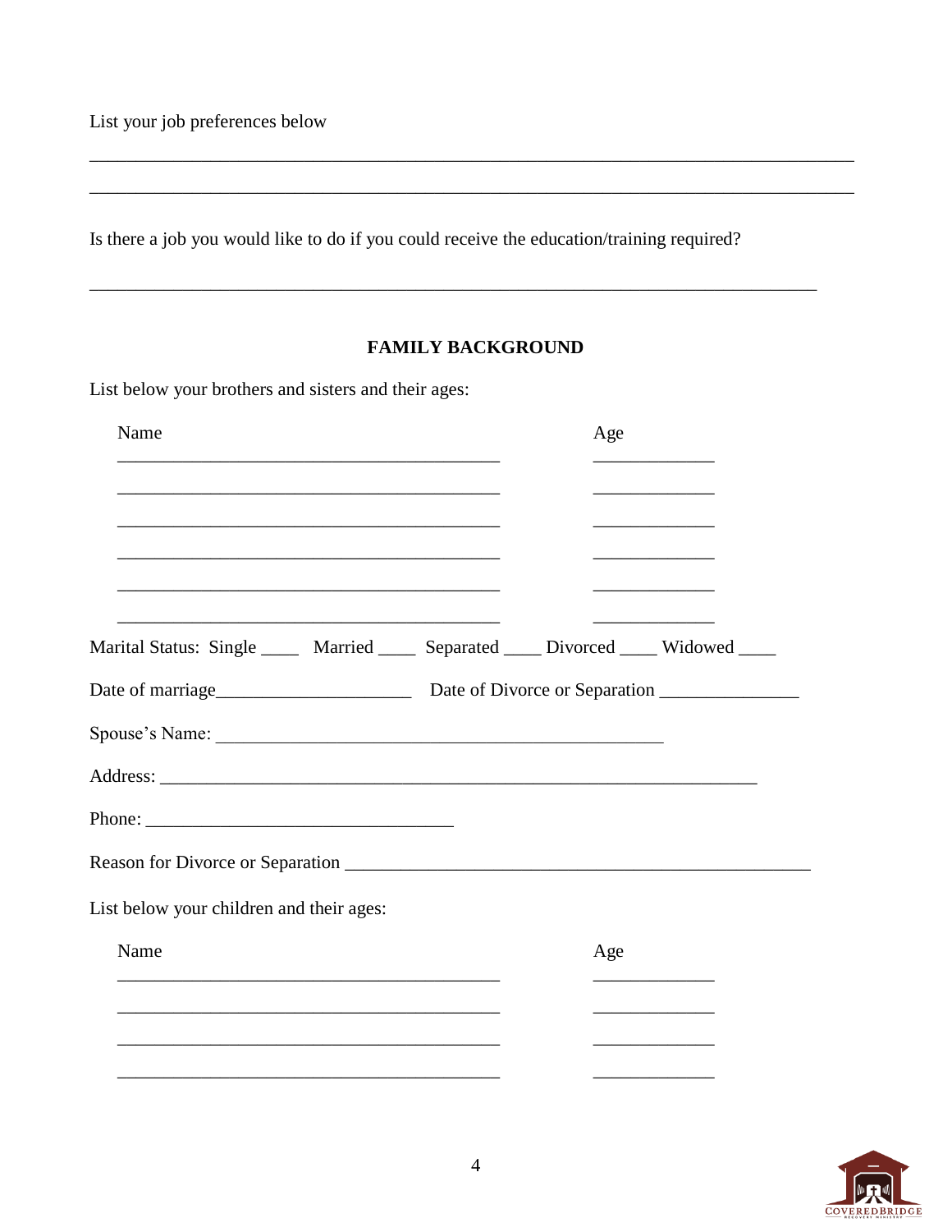List your job preferences below

______________________________________________________________________________

______________________________________________________________________________

Is there a job you would like to do if you could receive the education/training required?

__________________________________________________________________________

## FAMILY BACKGROUND

List below your brothers and sisters and their ages:

| Name | Age |
|---|---|
| ________________________________________ | ____________ |
| ________________________________________ | ____________ |
| ________________________________________ | ____________ |
| ________________________________________ | ____________ |
| ________________________________________ | ____________ |
| ________________________________________ | ____________ |

Marital Status: Single ____ Married ____ Separated ____ Divorced ____ Widowed ____

Date of marriage____________________ Date of Divorce or Separation ______________

Spouse's Name: _____________________________________________

Address: ____________________________________________________________

Phone: ______________________________

Reason for Divorce or Separation _______________________________________________

List below your children and their ages:

| Name | Age |
|---|---|
| ________________________________________ | ____________ |
| ________________________________________ | ____________ |
| ________________________________________ | ____________ |
| ________________________________________ | ____________ |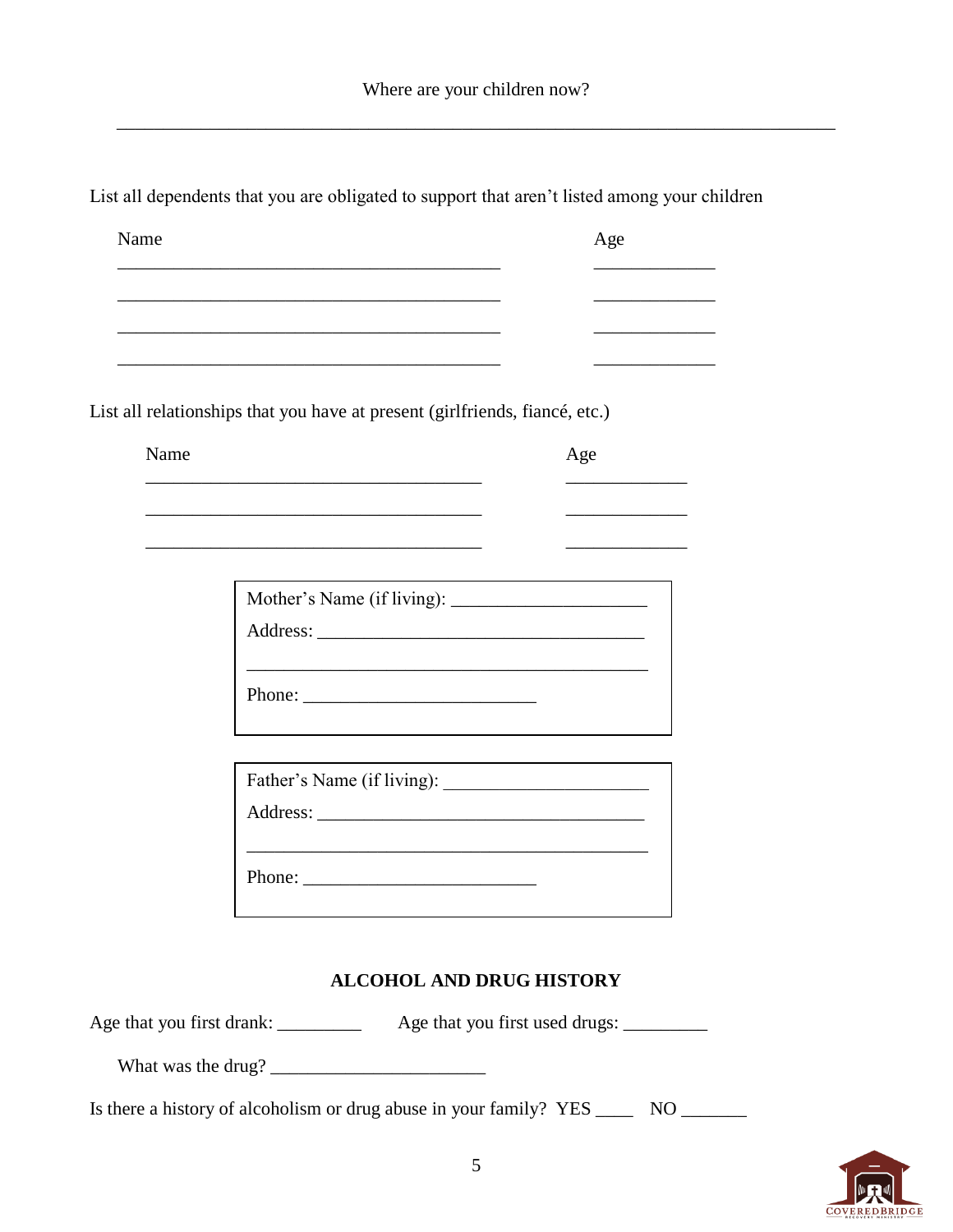Where are your children now?

______________________________________________________________________________

List all dependents that you are obligated to support that aren't listed among your children

| Name | Age |
|---|---|
| ________________________________________ | _____________ |
| ________________________________________ | _____________ |
| ________________________________________ | _____________ |
| ________________________________________ | _____________ |

List all relationships that you have at present (girlfriends, fiancé, etc.)

| Name | Age |
|---|---|
| ____________________________________ | _____________ |
| ____________________________________ | _____________ |
| ____________________________________ | _____________ |

Mother's Name (if living): _____________________

Address: ___________________________________

___________________________________________

Phone: _________________________

Father's Name (if living): _____________________

Address: ___________________________________

___________________________________________

Phone: _________________________

## ALCOHOL AND DRUG HISTORY

Age that you first drank: _________ Age that you first used drugs: _________

What was the drug? _______________________

Is there a history of alcoholism or drug abuse in your family? YES ____ NO _______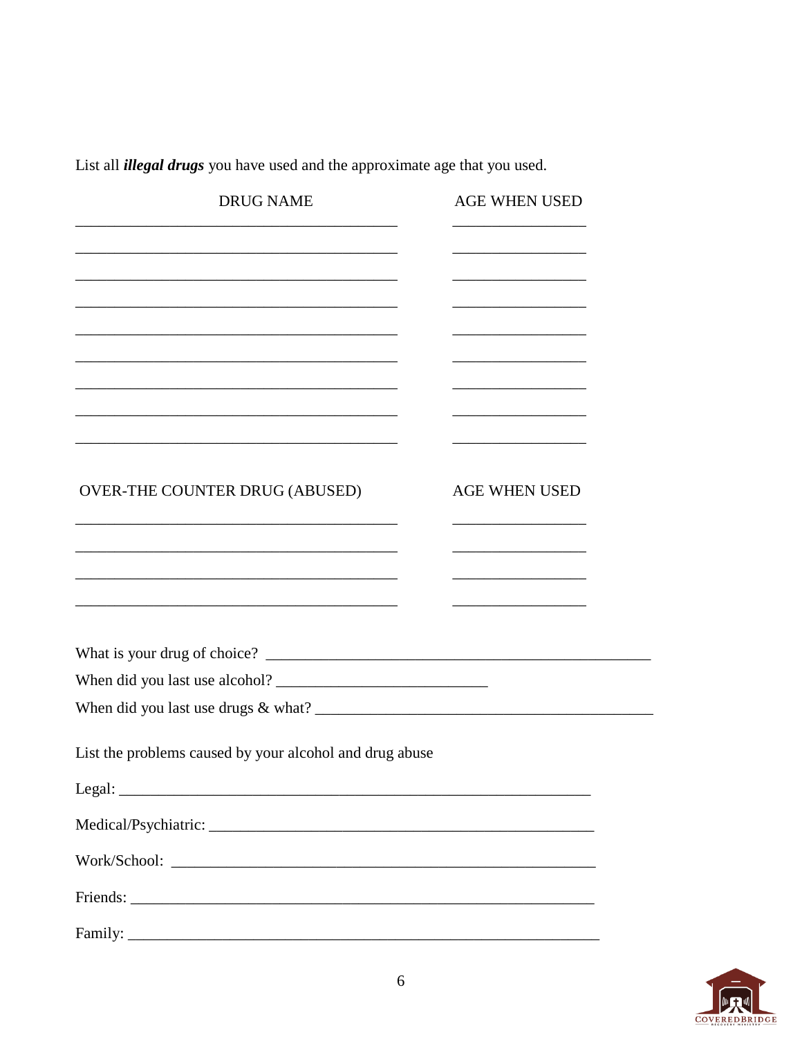List all ***illegal drugs*** you have used and the approximate age that you used.

| DRUG NAME | AGE WHEN USED |
|---|---|
| ______________________________ | ____________ |
| ______________________________ | ____________ |
| ______________________________ | ____________ |
| ______________________________ | ____________ |
| ______________________________ | ____________ |
| ______________________________ | ____________ |
| ______________________________ | ____________ |
| ______________________________ | ____________ |
| ______________________________ | ____________ |

| OVER-THE COUNTER DRUG (ABUSED) | AGE WHEN USED |
|---|---|
| ______________________________ | ____________ |
| ______________________________ | ____________ |
| ______________________________ | ____________ |
| ______________________________ | ____________ |

What is your drug of choice? ___________________________________

When did you last use alcohol? ____________________

When did you last use drugs & what? ________________________________

List the problems caused by your alcohol and drug abuse

Legal: ____________________________________________

Medical/Psychiatric: ___________________________________

Work/School: _______________________________________

Friends: ___________________________________________

Family: ____________________________________________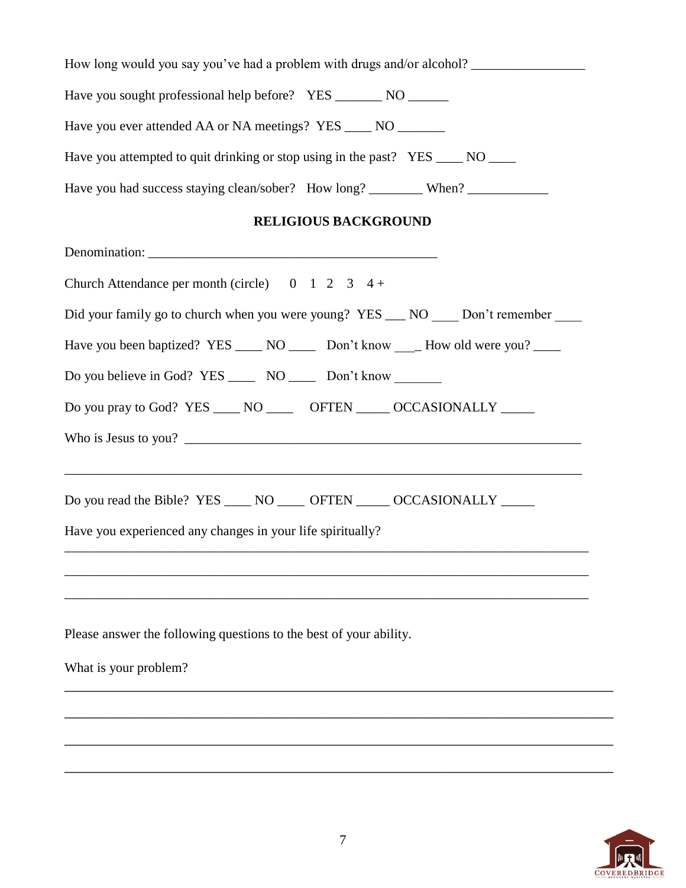How long would you say you've had a problem with drugs and/or alcohol? _________________

Have you sought professional help before? YES _______ NO ______

Have you ever attended AA or NA meetings? YES ____ NO _______

Have you attempted to quit drinking or stop using in the past? YES ____ NO ____

Have you had success staying clean/sober? How long? ________ When? ____________

## RELIGIOUS BACKGROUND

Denomination: _____________________________________________

Church Attendance per month (circle) 0 1 2 3 4 +

Did your family go to church when you were young? YES ___ NO ____ Don't remember ____

Have you been baptized? YES ____ NO ____ Don't know ___ How old were you? ____

Do you believe in God? YES ____ NO ____ Don't know _______

Do you pray to God? YES ____ NO ____ OFTEN _____ OCCASIONALLY _____

Who is Jesus to you? ____________________________________________________________

_______________________________________________________________________________

Do you read the Bible? YES ____ NO ____ OFTEN _____ OCCASIONALLY _____

Have you experienced any changes in your life spiritually?

_______________________________________________________________________________

_______________________________________________________________________________

_______________________________________________________________________________

Please answer the following questions to the best of your ability.

What is your problem?

_______________________________________________________________________________

_______________________________________________________________________________

_______________________________________________________________________________

_______________________________________________________________________________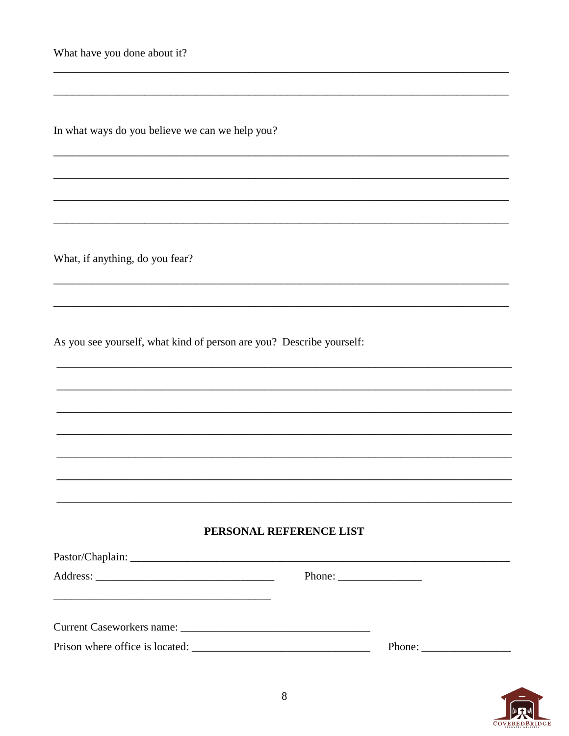What have you done about it?

_______________________________________________________________________________

_______________________________________________________________________________

In what ways do you believe we can we help you?

_______________________________________________________________________________

_______________________________________________________________________________

_______________________________________________________________________________

_______________________________________________________________________________

What, if anything, do you fear?

_______________________________________________________________________________

_______________________________________________________________________________

As you see yourself, what kind of person are you?  Describe yourself:

_______________________________________________________________________________

_______________________________________________________________________________

_______________________________________________________________________________

_______________________________________________________________________________

_______________________________________________________________________________

_______________________________________________________________________________

_______________________________________________________________________________

**PERSONAL REFERENCE LIST**

Pastor/Chaplain: _________________________________________________________________

Address: _______________________________     Phone: ______________

_______________________________________

Current Caseworkers name: _______________________________

Prison where office is located: _____________________________     Phone: _______________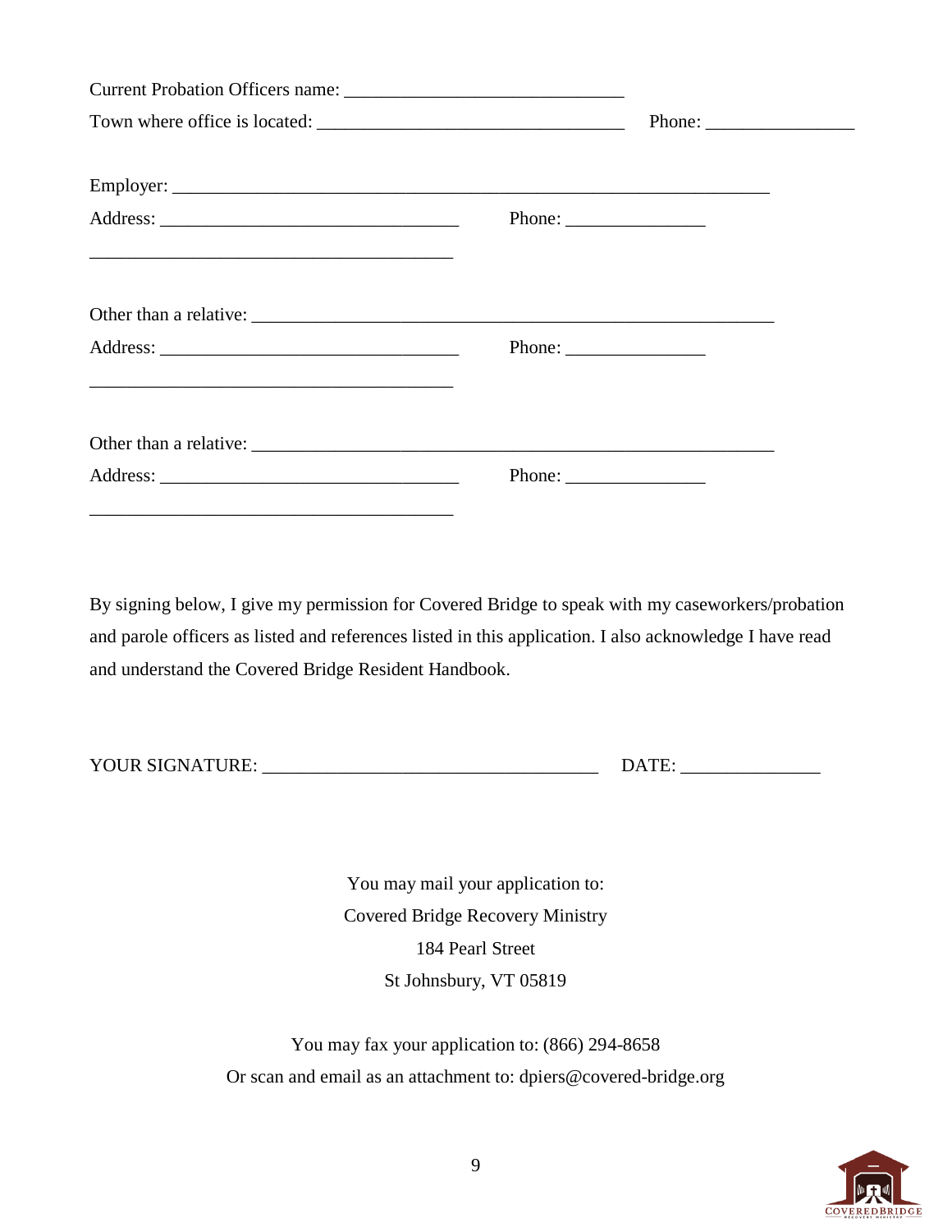Current Probation Officers name: ______________________________

Town where office is located: _________________________________ Phone: ________________

Employer: ________________________________________________________________

Address: ________________________________ Phone: _______________

_______________________________________

Other than a relative: ________________________________________________________

Address: ________________________________ Phone: _______________

_______________________________________

Other than a relative: ________________________________________________________

Address: ________________________________ Phone: _______________

_______________________________________

By signing below, I give my permission for Covered Bridge to speak with my caseworkers/probation and parole officers as listed and references listed in this application. I also acknowledge I have read and understand the Covered Bridge Resident Handbook.

YOUR SIGNATURE: ____________________________________ DATE: _______________

You may mail your application to:
Covered Bridge Recovery Ministry
184 Pearl Street
St Johnsbury, VT 05819

You may fax your application to: (866) 294-8658
Or scan and email as an attachment to: dpiers@covered-bridge.org